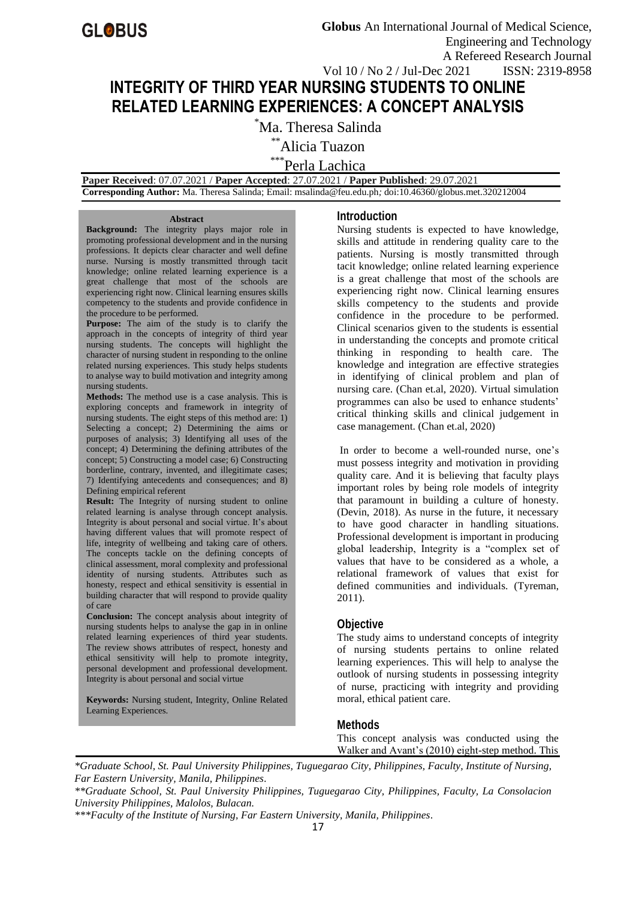# INTEGRITY OF THIRD YEAR NURSING STUDENTS TO ONLINE RELATED LEARNING EXPERIENCES: A CONCEPT ANALYSIS

*Ma. Theresa Salinda

**Alicia Tuazon

***Perla Lachica

**Paper Received**: 07.07.2021 / **Paper Accepted**: 27.07.2021 / **Paper Published**: 29.07.2021

**Corresponding Author:** Ma. Theresa Salinda; Email: msalinda@feu.edu.ph; doi:10.46360/globus.met.320212004

**Abstract**

**Background:** The integrity plays major role in promoting professional development and in the nursing professions. It depicts clear character and well define nurse. Nursing is mostly transmitted through tacit knowledge; online related learning experience is a great challenge that most of the schools are experiencing right now. Clinical learning ensures skills competency to the students and provide confidence in the procedure to be performed.

**Purpose:** The aim of the study is to clarify the approach in the concepts of integrity of third year nursing students. The concepts will highlight the character of nursing student in responding to the online related nursing experiences. This study helps students to analyse way to build motivation and integrity among nursing students.

**Methods:** The method use is a case analysis. This is exploring concepts and framework in integrity of nursing students. The eight steps of this method are: 1) Selecting a concept; 2) Determining the aims or purposes of analysis; 3) Identifying all uses of the concept; 4) Determining the defining attributes of the concept; 5) Constructing a model case; 6) Constructing borderline, contrary, invented, and illegitimate cases; 7) Identifying antecedents and consequences; and 8) Defining empirical referent

**Result:** The Integrity of nursing student to online related learning is analyse through concept analysis. Integrity is about personal and social virtue. It's about having different values that will promote respect of life, integrity of wellbeing and taking care of others. The concepts tackle on the defining concepts of clinical assessment, moral complexity and professional identity of nursing students. Attributes such as honesty, respect and ethical sensitivity is essential in building character that will respond to provide quality of care

**Conclusion:** The concept analysis about integrity of nursing students helps to analyse the gap in in online related learning experiences of third year students. The review shows attributes of respect, honesty and ethical sensitivity will help to promote integrity, personal development and professional development. Integrity is about personal and social virtue

**Keywords:** Nursing student, Integrity, Online Related Learning Experiences.

## Introduction

Nursing students is expected to have knowledge, skills and attitude in rendering quality care to the patients. Nursing is mostly transmitted through tacit knowledge; online related learning experience is a great challenge that most of the schools are experiencing right now. Clinical learning ensures skills competency to the students and provide confidence in the procedure to be performed. Clinical scenarios given to the students is essential in understanding the concepts and promote critical thinking in responding to health care. The knowledge and integration are effective strategies in identifying of clinical problem and plan of nursing care. (Chan et.al, 2020). Virtual simulation programmes can also be used to enhance students' critical thinking skills and clinical judgement in case management. (Chan et.al, 2020)

In order to become a well-rounded nurse, one's must possess integrity and motivation in providing quality care. And it is believing that faculty plays important roles by being role models of integrity that paramount in building a culture of honesty. (Devin, 2018). As nurse in the future, it necessary to have good character in handling situations. Professional development is important in producing global leadership, Integrity is a "complex set of values that have to be considered as a whole, a relational framework of values that exist for defined communities and individuals. (Tyreman, 2011).

## Objective

The study aims to understand concepts of integrity of nursing students pertains to online related learning experiences. This will help to analyse the outlook of nursing students in possessing integrity of nurse, practicing with integrity and providing moral, ethical patient care.

## Methods

This concept analysis was conducted using the Walker and Avant's (2010) eight-step method. This

---

*Graduate School, St. Paul University Philippines, Tuguegarao City, Philippines, Faculty, Institute of Nursing, Far Eastern University, Manila, Philippines.*

*\*\*Graduate School, St. Paul University Philippines, Tuguegarao City, Philippines, Faculty, La Consolacion University Philippines, Malolos, Bulacan.*

*\*\*\*Faculty of the Institute of Nursing, Far Eastern University, Manila, Philippines.*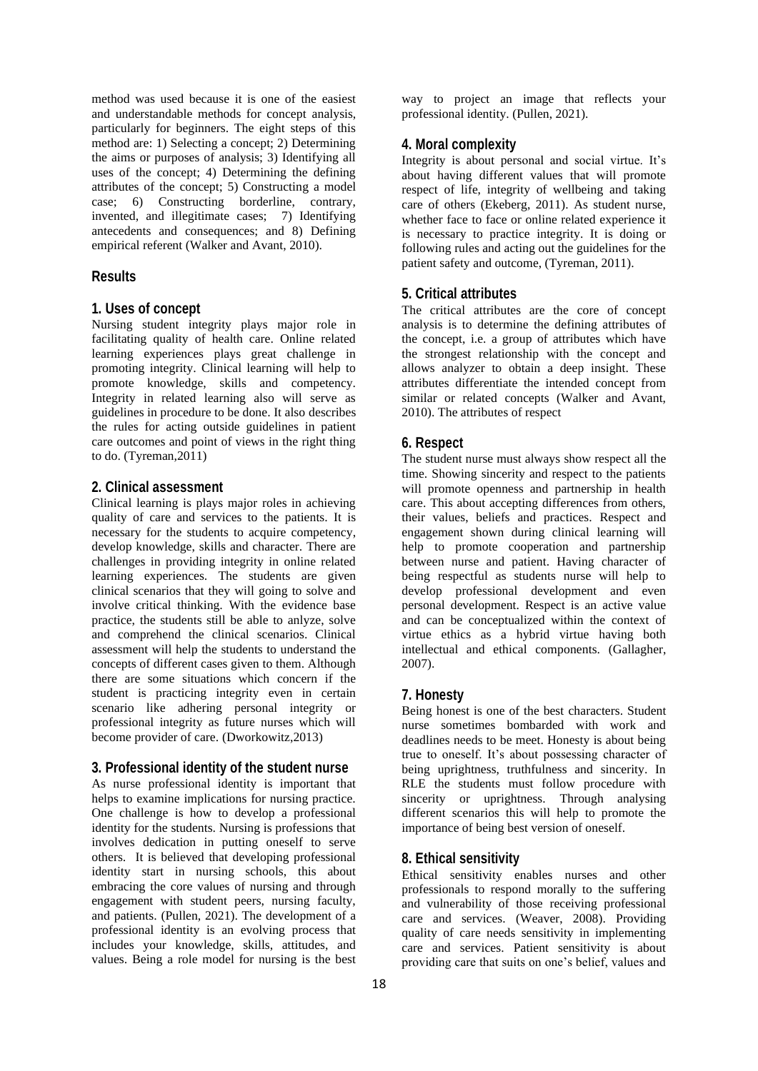method was used because it is one of the easiest and understandable methods for concept analysis, particularly for beginners. The eight steps of this method are: 1) Selecting a concept; 2) Determining the aims or purposes of analysis; 3) Identifying all uses of the concept; 4) Determining the defining attributes of the concept; 5) Constructing a model case; 6) Constructing borderline, contrary, invented, and illegitimate cases; 7) Identifying antecedents and consequences; and 8) Defining empirical referent (Walker and Avant, 2010).

## Results

### 1. Uses of concept

Nursing student integrity plays major role in facilitating quality of health care. Online related learning experiences plays great challenge in promoting integrity. Clinical learning will help to promote knowledge, skills and competency. Integrity in related learning also will serve as guidelines in procedure to be done. It also describes the rules for acting outside guidelines in patient care outcomes and point of views in the right thing to do. (Tyreman,2011)

### 2. Clinical assessment

Clinical learning is plays major roles in achieving quality of care and services to the patients. It is necessary for the students to acquire competency, develop knowledge, skills and character. There are challenges in providing integrity in online related learning experiences. The students are given clinical scenarios that they will going to solve and involve critical thinking. With the evidence base practice, the students still be able to anlyze, solve and comprehend the clinical scenarios. Clinical assessment will help the students to understand the concepts of different cases given to them. Although there are some situations which concern if the student is practicing integrity even in certain scenario like adhering personal integrity or professional integrity as future nurses which will become provider of care. (Dworkowitz,2013)

### 3. Professional identity of the student nurse

As nurse professional identity is important that helps to examine implications for nursing practice. One challenge is how to develop a professional identity for the students. Nursing is professions that involves dedication in putting oneself to serve others. It is believed that developing professional identity start in nursing schools, this about embracing the core values of nursing and through engagement with student peers, nursing faculty, and patients. (Pullen, 2021). The development of a professional identity is an evolving process that includes your knowledge, skills, attitudes, and values. Being a role model for nursing is the best way to project an image that reflects your professional identity. (Pullen, 2021).

### 4. Moral complexity

Integrity is about personal and social virtue. It's about having different values that will promote respect of life, integrity of wellbeing and taking care of others (Ekeberg, 2011). As student nurse, whether face to face or online related experience it is necessary to practice integrity. It is doing or following rules and acting out the guidelines for the patient safety and outcome, (Tyreman, 2011).

### 5. Critical attributes

The critical attributes are the core of concept analysis is to determine the defining attributes of the concept, i.e. a group of attributes which have the strongest relationship with the concept and allows analyzer to obtain a deep insight. These attributes differentiate the intended concept from similar or related concepts (Walker and Avant, 2010). The attributes of respect

### 6. Respect

The student nurse must always show respect all the time. Showing sincerity and respect to the patients will promote openness and partnership in health care. This about accepting differences from others, their values, beliefs and practices. Respect and engagement shown during clinical learning will help to promote cooperation and partnership between nurse and patient. Having character of being respectful as students nurse will help to develop professional development and even personal development. Respect is an active value and can be conceptualized within the context of virtue ethics as a hybrid virtue having both intellectual and ethical components. (Gallagher, 2007).

### 7. Honesty

Being honest is one of the best characters. Student nurse sometimes bombarded with work and deadlines needs to be meet. Honesty is about being true to oneself. It's about possessing character of being uprightness, truthfulness and sincerity. In RLE the students must follow procedure with sincerity or uprightness. Through analysing different scenarios this will help to promote the importance of being best version of oneself.

### 8. Ethical sensitivity

Ethical sensitivity enables nurses and other professionals to respond morally to the suffering and vulnerability of those receiving professional care and services. (Weaver, 2008). Providing quality of care needs sensitivity in implementing care and services. Patient sensitivity is about providing care that suits on one's belief, values and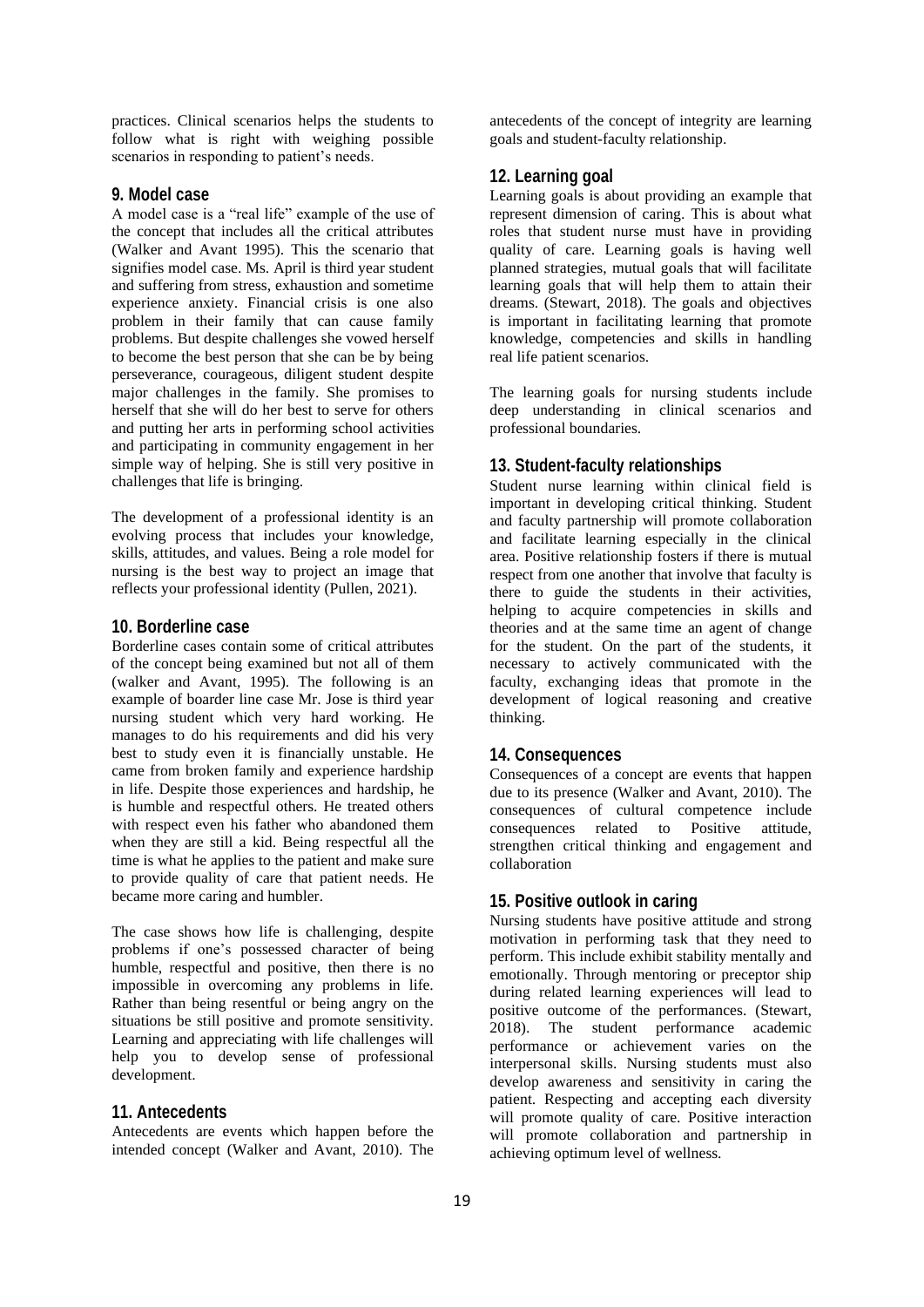practices. Clinical scenarios helps the students to follow what is right with weighing possible scenarios in responding to patient's needs.

## 9. Model case

A model case is a "real life" example of the use of the concept that includes all the critical attributes (Walker and Avant 1995). This the scenario that signifies model case. Ms. April is third year student and suffering from stress, exhaustion and sometime experience anxiety. Financial crisis is one also problem in their family that can cause family problems. But despite challenges she vowed herself to become the best person that she can be by being perseverance, courageous, diligent student despite major challenges in the family. She promises to herself that she will do her best to serve for others and putting her arts in performing school activities and participating in community engagement in her simple way of helping. She is still very positive in challenges that life is bringing.

The development of a professional identity is an evolving process that includes your knowledge, skills, attitudes, and values. Being a role model for nursing is the best way to project an image that reflects your professional identity (Pullen, 2021).

## 10. Borderline case

Borderline cases contain some of critical attributes of the concept being examined but not all of them (walker and Avant, 1995). The following is an example of boarder line case Mr. Jose is third year nursing student which very hard working. He manages to do his requirements and did his very best to study even it is financially unstable. He came from broken family and experience hardship in life. Despite those experiences and hardship, he is humble and respectful others. He treated others with respect even his father who abandoned them when they are still a kid. Being respectful all the time is what he applies to the patient and make sure to provide quality of care that patient needs. He became more caring and humbler.

The case shows how life is challenging, despite problems if one's possessed character of being humble, respectful and positive, then there is no impossible in overcoming any problems in life. Rather than being resentful or being angry on the situations be still positive and promote sensitivity. Learning and appreciating with life challenges will help you to develop sense of professional development.

## 11. Antecedents

Antecedents are events which happen before the intended concept (Walker and Avant, 2010). The antecedents of the concept of integrity are learning goals and student-faculty relationship.

## 12. Learning goal

Learning goals is about providing an example that represent dimension of caring. This is about what roles that student nurse must have in providing quality of care. Learning goals is having well planned strategies, mutual goals that will facilitate learning goals that will help them to attain their dreams. (Stewart, 2018). The goals and objectives is important in facilitating learning that promote knowledge, competencies and skills in handling real life patient scenarios.

The learning goals for nursing students include deep understanding in clinical scenarios and professional boundaries.

## 13. Student-faculty relationships

Student nurse learning within clinical field is important in developing critical thinking. Student and faculty partnership will promote collaboration and facilitate learning especially in the clinical area. Positive relationship fosters if there is mutual respect from one another that involve that faculty is there to guide the students in their activities, helping to acquire competencies in skills and theories and at the same time an agent of change for the student. On the part of the students, it necessary to actively communicated with the faculty, exchanging ideas that promote in the development of logical reasoning and creative thinking.

## 14. Consequences

Consequences of a concept are events that happen due to its presence (Walker and Avant, 2010). The consequences of cultural competence include consequences related to Positive attitude, strengthen critical thinking and engagement and collaboration

## 15. Positive outlook in caring

Nursing students have positive attitude and strong motivation in performing task that they need to perform. This include exhibit stability mentally and emotionally. Through mentoring or preceptor ship during related learning experiences will lead to positive outcome of the performances. (Stewart, 2018). The student performance academic performance or achievement varies on the interpersonal skills. Nursing students must also develop awareness and sensitivity in caring the patient. Respecting and accepting each diversity will promote quality of care. Positive interaction will promote collaboration and partnership in achieving optimum level of wellness.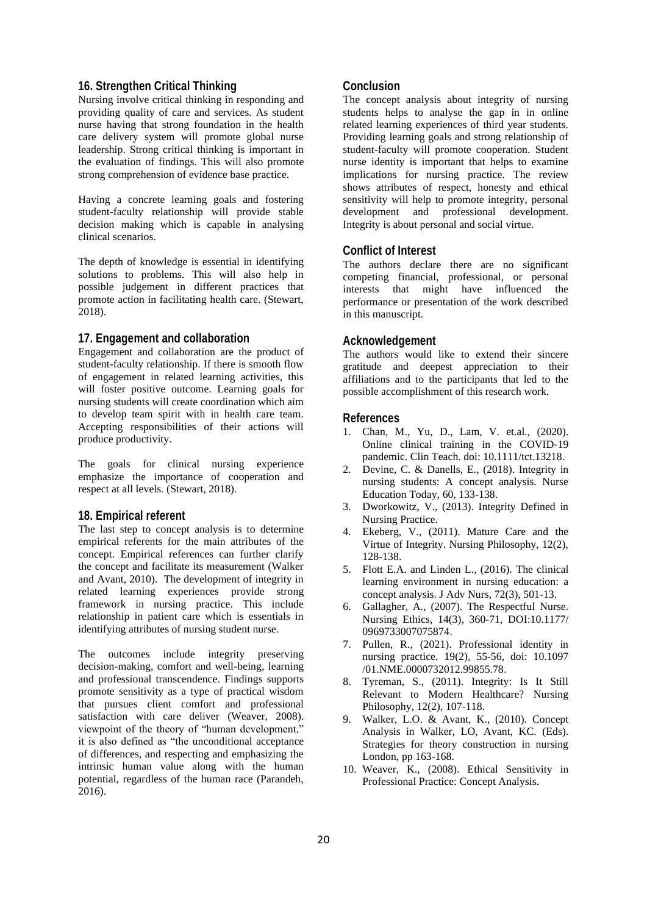## 16. Strengthen Critical Thinking

Nursing involve critical thinking in responding and providing quality of care and services. As student nurse having that strong foundation in the health care delivery system will promote global nurse leadership. Strong critical thinking is important in the evaluation of findings. This will also promote strong comprehension of evidence base practice.

Having a concrete learning goals and fostering student-faculty relationship will provide stable decision making which is capable in analysing clinical scenarios.

The depth of knowledge is essential in identifying solutions to problems. This will also help in possible judgement in different practices that promote action in facilitating health care. (Stewart, 2018).

## 17. Engagement and collaboration

Engagement and collaboration are the product of student-faculty relationship. If there is smooth flow of engagement in related learning activities, this will foster positive outcome. Learning goals for nursing students will create coordination which aim to develop team spirit with in health care team. Accepting responsibilities of their actions will produce productivity.

The goals for clinical nursing experience emphasize the importance of cooperation and respect at all levels. (Stewart, 2018).

## 18. Empirical referent

The last step to concept analysis is to determine empirical referents for the main attributes of the concept. Empirical references can further clarify the concept and facilitate its measurement (Walker and Avant, 2010). The development of integrity in related learning experiences provide strong framework in nursing practice. This include relationship in patient care which is essentials in identifying attributes of nursing student nurse.

The outcomes include integrity preserving decision-making, comfort and well-being, learning and professional transcendence. Findings supports promote sensitivity as a type of practical wisdom that pursues client comfort and professional satisfaction with care deliver (Weaver, 2008). viewpoint of the theory of "human development," it is also defined as "the unconditional acceptance of differences, and respecting and emphasizing the intrinsic human value along with the human potential, regardless of the human race (Parandeh, 2016).

## Conclusion

The concept analysis about integrity of nursing students helps to analyse the gap in in online related learning experiences of third year students. Providing learning goals and strong relationship of student-faculty will promote cooperation. Student nurse identity is important that helps to examine implications for nursing practice. The review shows attributes of respect, honesty and ethical sensitivity will help to promote integrity, personal development and professional development. Integrity is about personal and social virtue.

## Conflict of Interest

The authors declare there are no significant competing financial, professional, or personal interests that might have influenced the performance or presentation of the work described in this manuscript.

## Acknowledgement

The authors would like to extend their sincere gratitude and deepest appreciation to their affiliations and to the participants that led to the possible accomplishment of this research work.

## References

1. Chan, M., Yu, D., Lam, V. et.al., (2020). Online clinical training in the COVID-19 pandemic. Clin Teach. doi: 10.1111/tct.13218.
2. Devine, C. & Danells, E., (2018). Integrity in nursing students: A concept analysis. Nurse Education Today, 60, 133-138.
3. Dworkowitz, V., (2013). Integrity Defined in Nursing Practice.
4. Ekeberg, V., (2011). Mature Care and the Virtue of Integrity. Nursing Philosophy, 12(2), 128-138.
5. Flott E.A. and Linden L., (2016). The clinical learning environment in nursing education: a concept analysis. J Adv Nurs, 72(3), 501-13.
6. Gallagher, A., (2007). The Respectful Nurse. Nursing Ethics, 14(3), 360-71, DOI:10.1177/ 0969733007075874.
7. Pullen, R., (2021). Professional identity in nursing practice. 19(2), 55-56, doi: 10.1097 /01.NME.0000732012.99855.78.
8. Tyreman, S., (2011). Integrity: Is It Still Relevant to Modern Healthcare? Nursing Philosophy, 12(2), 107-118.
9. Walker, L.O. & Avant, K., (2010). Concept Analysis in Walker, LO, Avant, KC. (Eds). Strategies for theory construction in nursing London, pp 163-168.
10. Weaver, K., (2008). Ethical Sensitivity in Professional Practice: Concept Analysis.